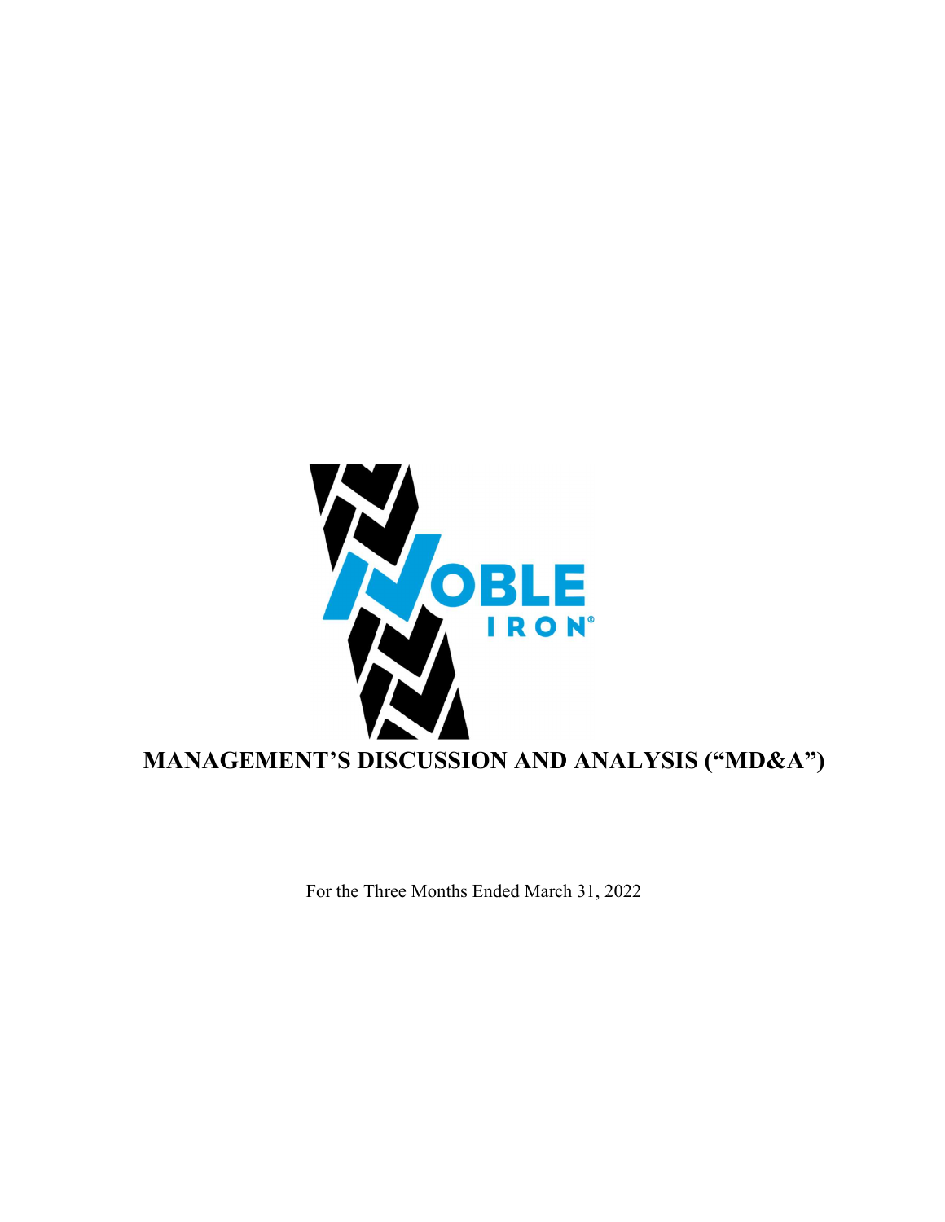NOBLE IRON®

# MANAGEMENT'S DISCUSSION AND ANALYSIS ("MD&A")

For the Three Months Ended March 31, 2022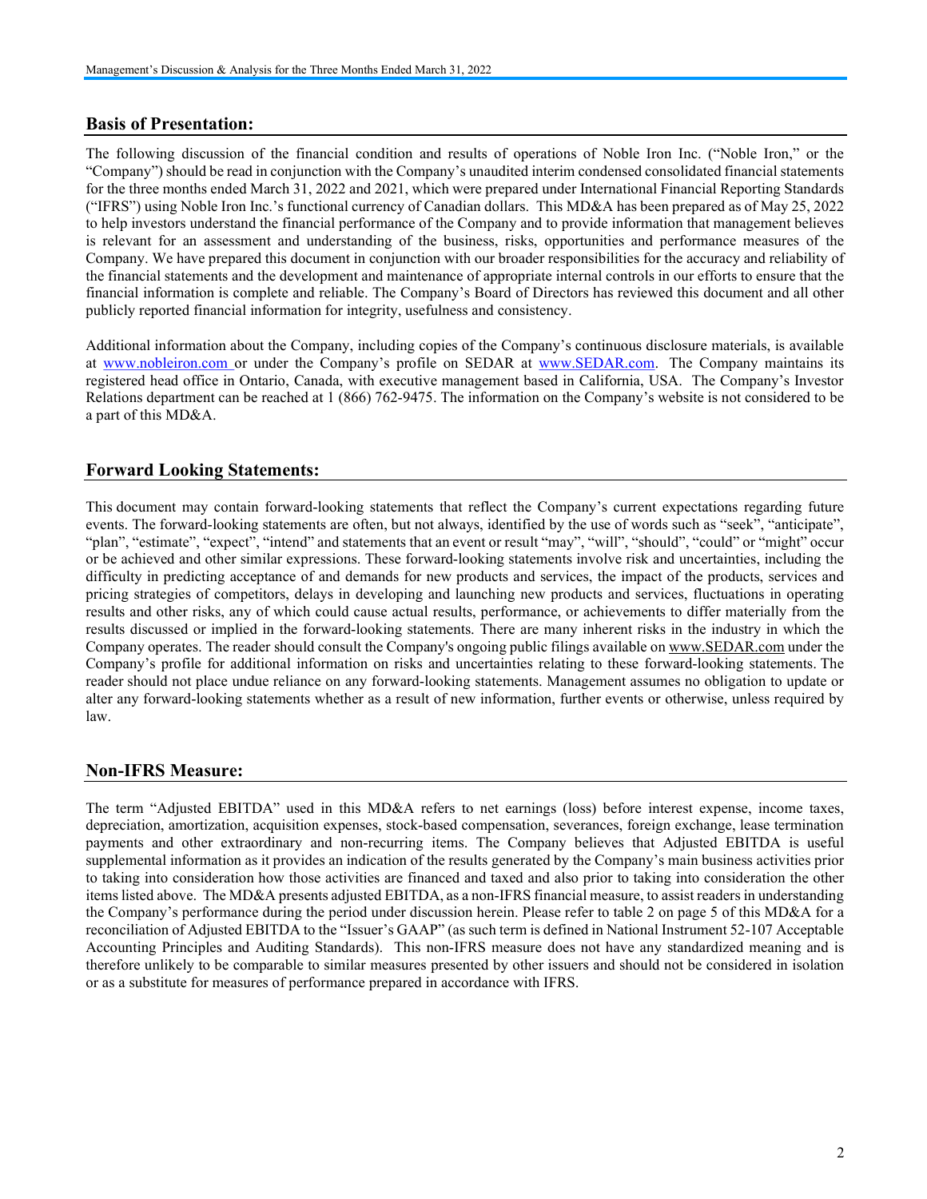## Basis of Presentation:

The following discussion of the financial condition and results of operations of Noble Iron Inc. ("Noble Iron," or the "Company") should be read in conjunction with the Company's unaudited interim condensed consolidated financial statements for the three months ended March 31, 2022 and 2021, which were prepared under International Financial Reporting Standards ("IFRS") using Noble Iron Inc.'s functional currency of Canadian dollars. This MD&A has been prepared as of May 25, 2022 to help investors understand the financial performance of the Company and to provide information that management believes is relevant for an assessment and understanding of the business, risks, opportunities and performance measures of the Company. We have prepared this document in conjunction with our broader responsibilities for the accuracy and reliability of the financial statements and the development and maintenance of appropriate internal controls in our efforts to ensure that the financial information is complete and reliable. The Company's Board of Directors has reviewed this document and all other publicly reported financial information for integrity, usefulness and consistency.

Additional information about the Company, including copies of the Company's continuous disclosure materials, is available at www.nobleiron.com or under the Company's profile on SEDAR at www.SEDAR.com. The Company maintains its registered head office in Ontario, Canada, with executive management based in California, USA. The Company's Investor Relations department can be reached at 1 (866) 762-9475. The information on the Company's website is not considered to be a part of this MD&A.

## Forward Looking Statements:

This document may contain forward-looking statements that reflect the Company's current expectations regarding future events. The forward-looking statements are often, but not always, identified by the use of words such as "seek", "anticipate", "plan", "estimate", "expect", "intend" and statements that an event or result "may", "will", "should", "could" or "might" occur or be achieved and other similar expressions. These forward-looking statements involve risk and uncertainties, including the difficulty in predicting acceptance of and demands for new products and services, the impact of the products, services and pricing strategies of competitors, delays in developing and launching new products and services, fluctuations in operating results and other risks, any of which could cause actual results, performance, or achievements to differ materially from the results discussed or implied in the forward-looking statements. There are many inherent risks in the industry in which the Company operates. The reader should consult the Company's ongoing public filings available on www.SEDAR.com under the Company's profile for additional information on risks and uncertainties relating to these forward-looking statements. The reader should not place undue reliance on any forward-looking statements. Management assumes no obligation to update or alter any forward-looking statements whether as a result of new information, further events or otherwise, unless required by law.

## Non-IFRS Measure:

The term "Adjusted EBITDA" used in this MD&A refers to net earnings (loss) before interest expense, income taxes, depreciation, amortization, acquisition expenses, stock-based compensation, severances, foreign exchange, lease termination payments and other extraordinary and non-recurring items. The Company believes that Adjusted EBITDA is useful supplemental information as it provides an indication of the results generated by the Company's main business activities prior to taking into consideration how those activities are financed and taxed and also prior to taking into consideration the other items listed above. The MD&A presents adjusted EBITDA, as a non-IFRS financial measure, to assist readers in understanding the Company's performance during the period under discussion herein. Please refer to table 2 on page 5 of this MD&A for a reconciliation of Adjusted EBITDA to the "Issuer's GAAP" (as such term is defined in National Instrument 52-107 Acceptable Accounting Principles and Auditing Standards). This non-IFRS measure does not have any standardized meaning and is therefore unlikely to be comparable to similar measures presented by other issuers and should not be considered in isolation or as a substitute for measures of performance prepared in accordance with IFRS.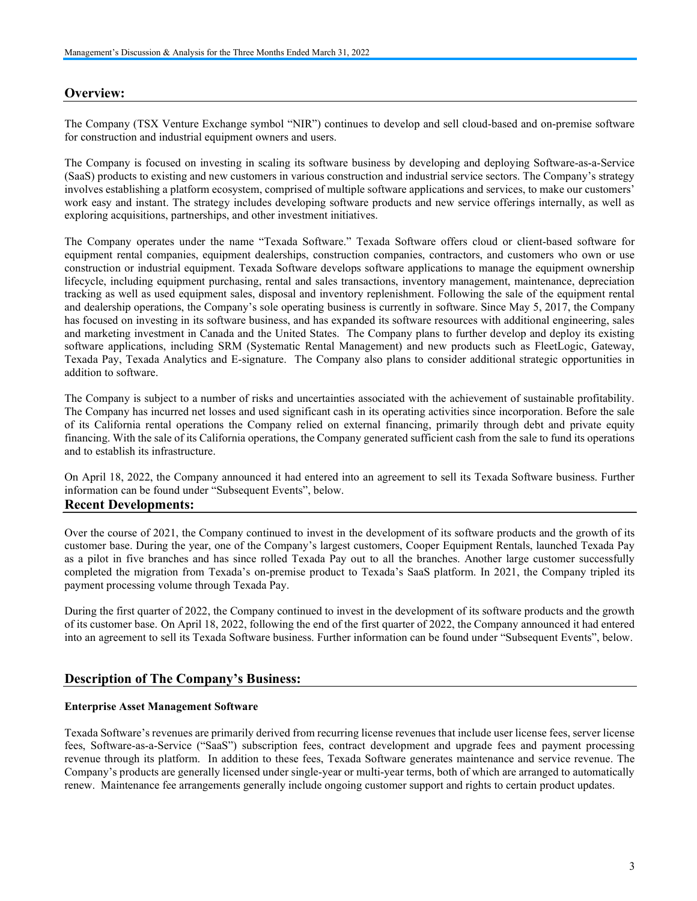## Overview:

The Company (TSX Venture Exchange symbol "NIR") continues to develop and sell cloud-based and on-premise software for construction and industrial equipment owners and users.

The Company is focused on investing in scaling its software business by developing and deploying Software-as-a-Service (SaaS) products to existing and new customers in various construction and industrial service sectors. The Company's strategy involves establishing a platform ecosystem, comprised of multiple software applications and services, to make our customers' work easy and instant. The strategy includes developing software products and new service offerings internally, as well as exploring acquisitions, partnerships, and other investment initiatives.

The Company operates under the name "Texada Software." Texada Software offers cloud or client-based software for equipment rental companies, equipment dealerships, construction companies, contractors, and customers who own or use construction or industrial equipment. Texada Software develops software applications to manage the equipment ownership lifecycle, including equipment purchasing, rental and sales transactions, inventory management, maintenance, depreciation tracking as well as used equipment sales, disposal and inventory replenishment. Following the sale of the equipment rental and dealership operations, the Company's sole operating business is currently in software. Since May 5, 2017, the Company has focused on investing in its software business, and has expanded its software resources with additional engineering, sales and marketing investment in Canada and the United States. The Company plans to further develop and deploy its existing software applications, including SRM (Systematic Rental Management) and new products such as FleetLogic, Gateway, Texada Pay, Texada Analytics and E-signature. The Company also plans to consider additional strategic opportunities in addition to software.

The Company is subject to a number of risks and uncertainties associated with the achievement of sustainable profitability. The Company has incurred net losses and used significant cash in its operating activities since incorporation. Before the sale of its California rental operations the Company relied on external financing, primarily through debt and private equity financing. With the sale of its California operations, the Company generated sufficient cash from the sale to fund its operations and to establish its infrastructure.

On April 18, 2022, the Company announced it had entered into an agreement to sell its Texada Software business. Further information can be found under "Subsequent Events", below.

## Recent Developments:

Over the course of 2021, the Company continued to invest in the development of its software products and the growth of its customer base. During the year, one of the Company's largest customers, Cooper Equipment Rentals, launched Texada Pay as a pilot in five branches and has since rolled Texada Pay out to all the branches. Another large customer successfully completed the migration from Texada's on-premise product to Texada's SaaS platform. In 2021, the Company tripled its payment processing volume through Texada Pay.

During the first quarter of 2022, the Company continued to invest in the development of its software products and the growth of its customer base. On April 18, 2022, following the end of the first quarter of 2022, the Company announced it had entered into an agreement to sell its Texada Software business. Further information can be found under "Subsequent Events", below.

## Description of The Company's Business:

**Enterprise Asset Management Software**

Texada Software's revenues are primarily derived from recurring license revenues that include user license fees, server license fees, Software-as-a-Service ("SaaS") subscription fees, contract development and upgrade fees and payment processing revenue through its platform. In addition to these fees, Texada Software generates maintenance and service revenue. The Company's products are generally licensed under single-year or multi-year terms, both of which are arranged to automatically renew. Maintenance fee arrangements generally include ongoing customer support and rights to certain product updates.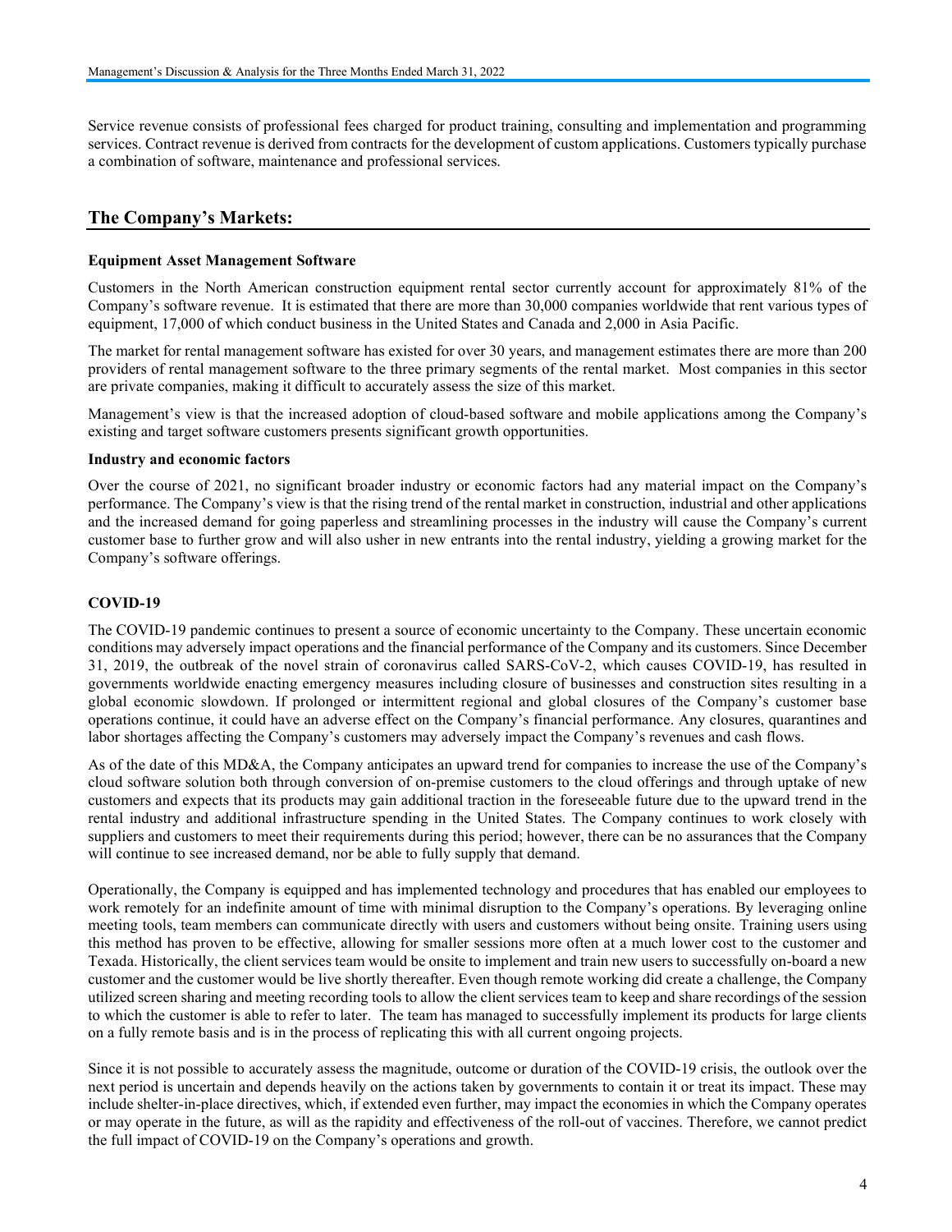Service revenue consists of professional fees charged for product training, consulting and implementation and programming services. Contract revenue is derived from contracts for the development of custom applications. Customers typically purchase a combination of software, maintenance and professional services.

## The Company's Markets:

### Equipment Asset Management Software

Customers in the North American construction equipment rental sector currently account for approximately 81% of the Company's software revenue. It is estimated that there are more than 30,000 companies worldwide that rent various types of equipment, 17,000 of which conduct business in the United States and Canada and 2,000 in Asia Pacific.

The market for rental management software has existed for over 30 years, and management estimates there are more than 200 providers of rental management software to the three primary segments of the rental market. Most companies in this sector are private companies, making it difficult to accurately assess the size of this market.

Management's view is that the increased adoption of cloud-based software and mobile applications among the Company's existing and target software customers presents significant growth opportunities.

### Industry and economic factors

Over the course of 2021, no significant broader industry or economic factors had any material impact on the Company's performance. The Company's view is that the rising trend of the rental market in construction, industrial and other applications and the increased demand for going paperless and streamlining processes in the industry will cause the Company's current customer base to further grow and will also usher in new entrants into the rental industry, yielding a growing market for the Company's software offerings.

### COVID-19

The COVID-19 pandemic continues to present a source of economic uncertainty to the Company. These uncertain economic conditions may adversely impact operations and the financial performance of the Company and its customers. Since December 31, 2019, the outbreak of the novel strain of coronavirus called SARS-CoV-2, which causes COVID-19, has resulted in governments worldwide enacting emergency measures including closure of businesses and construction sites resulting in a global economic slowdown. If prolonged or intermittent regional and global closures of the Company's customer base operations continue, it could have an adverse effect on the Company's financial performance. Any closures, quarantines and labor shortages affecting the Company's customers may adversely impact the Company's revenues and cash flows.

As of the date of this MD&A, the Company anticipates an upward trend for companies to increase the use of the Company's cloud software solution both through conversion of on-premise customers to the cloud offerings and through uptake of new customers and expects that its products may gain additional traction in the foreseeable future due to the upward trend in the rental industry and additional infrastructure spending in the United States. The Company continues to work closely with suppliers and customers to meet their requirements during this period; however, there can be no assurances that the Company will continue to see increased demand, nor be able to fully supply that demand.

Operationally, the Company is equipped and has implemented technology and procedures that has enabled our employees to work remotely for an indefinite amount of time with minimal disruption to the Company's operations. By leveraging online meeting tools, team members can communicate directly with users and customers without being onsite. Training users using this method has proven to be effective, allowing for smaller sessions more often at a much lower cost to the customer and Texada. Historically, the client services team would be onsite to implement and train new users to successfully on-board a new customer and the customer would be live shortly thereafter. Even though remote working did create a challenge, the Company utilized screen sharing and meeting recording tools to allow the client services team to keep and share recordings of the session to which the customer is able to refer to later. The team has managed to successfully implement its products for large clients on a fully remote basis and is in the process of replicating this with all current ongoing projects.

Since it is not possible to accurately assess the magnitude, outcome or duration of the COVID-19 crisis, the outlook over the next period is uncertain and depends heavily on the actions taken by governments to contain it or treat its impact. These may include shelter-in-place directives, which, if extended even further, may impact the economies in which the Company operates or may operate in the future, as will as the rapidity and effectiveness of the roll-out of vaccines. Therefore, we cannot predict the full impact of COVID-19 on the Company's operations and growth.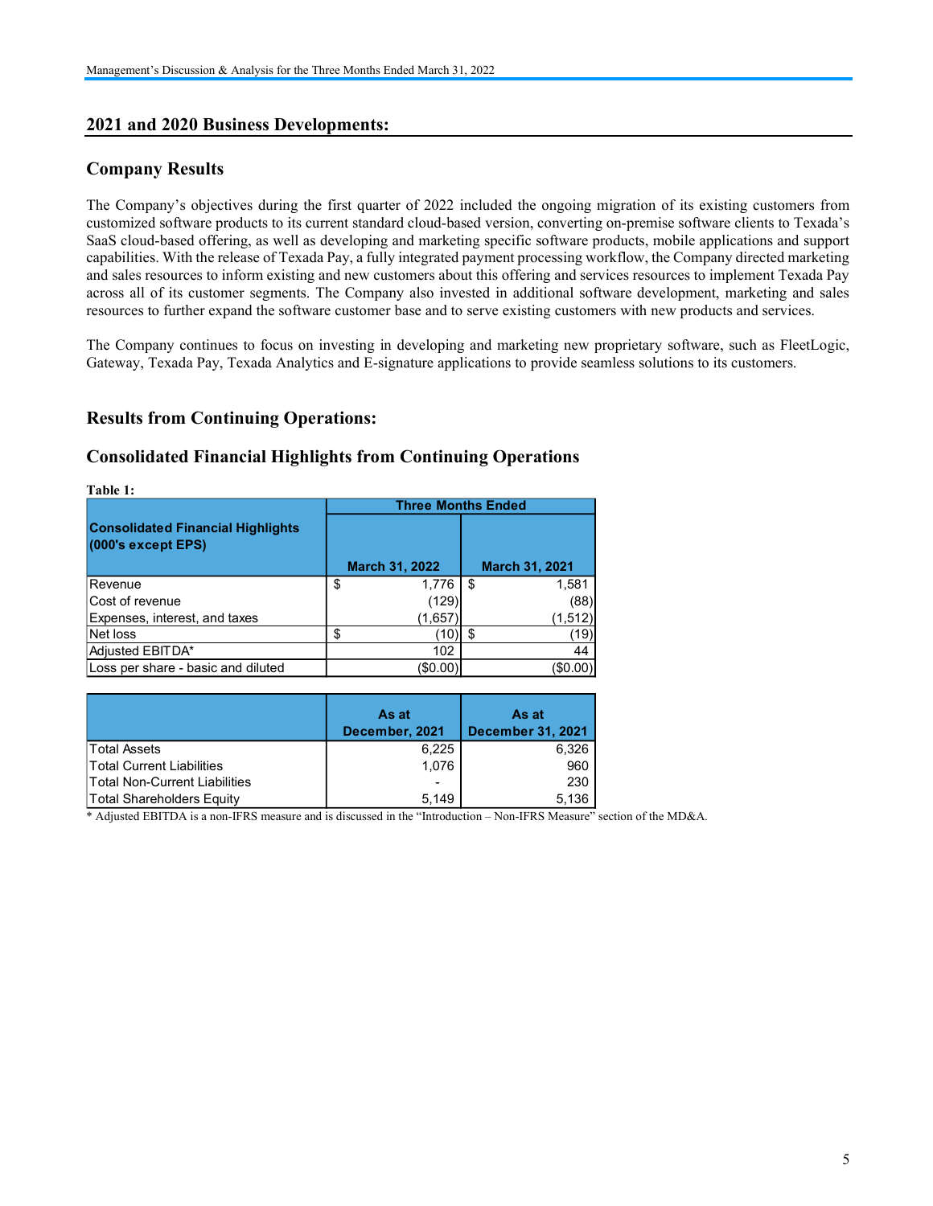## 2021 and 2020 Business Developments:

### Company Results

The Company's objectives during the first quarter of 2022 included the ongoing migration of its existing customers from customized software products to its current standard cloud-based version, converting on-premise software clients to Texada's SaaS cloud-based offering, as well as developing and marketing specific software products, mobile applications and support capabilities. With the release of Texada Pay, a fully integrated payment processing workflow, the Company directed marketing and sales resources to inform existing and new customers about this offering and services resources to implement Texada Pay across all of its customer segments. The Company also invested in additional software development, marketing and sales resources to further expand the software customer base and to serve existing customers with new products and services.

The Company continues to focus on investing in developing and marketing new proprietary software, such as FleetLogic, Gateway, Texada Pay, Texada Analytics and E-signature applications to provide seamless solutions to its customers.

### Results from Continuing Operations:

### Consolidated Financial Highlights from Continuing Operations

**Table 1:**

| Consolidated Financial Highlights (000's except EPS) | Three Months Ended | |
|---|---|---|
| | March 31, 2022 | March 31, 2021 |
| Revenue | $ 1,776 | $ 1,581 |
| Cost of revenue | (129) | (88) |
| Expenses, interest, and taxes | (1,657) | (1,512) |
| Net loss | $ (10) | $ (19) |
| Adjusted EBITDA* | 102 | 44 |
| Loss per share - basic and diluted | ($0.00) | ($0.00) |

| | As at December, 2021 | As at December 31, 2021 |
|---|---|---|
| Total Assets | 6,225 | 6,326 |
| Total Current Liabilities | 1,076 | 960 |
| Total Non-Current Liabilities | - | 230 |
| Total Shareholders Equity | 5,149 | 5,136 |

* Adjusted EBITDA is a non-IFRS measure and is discussed in the "Introduction – Non-IFRS Measure" section of the MD&A.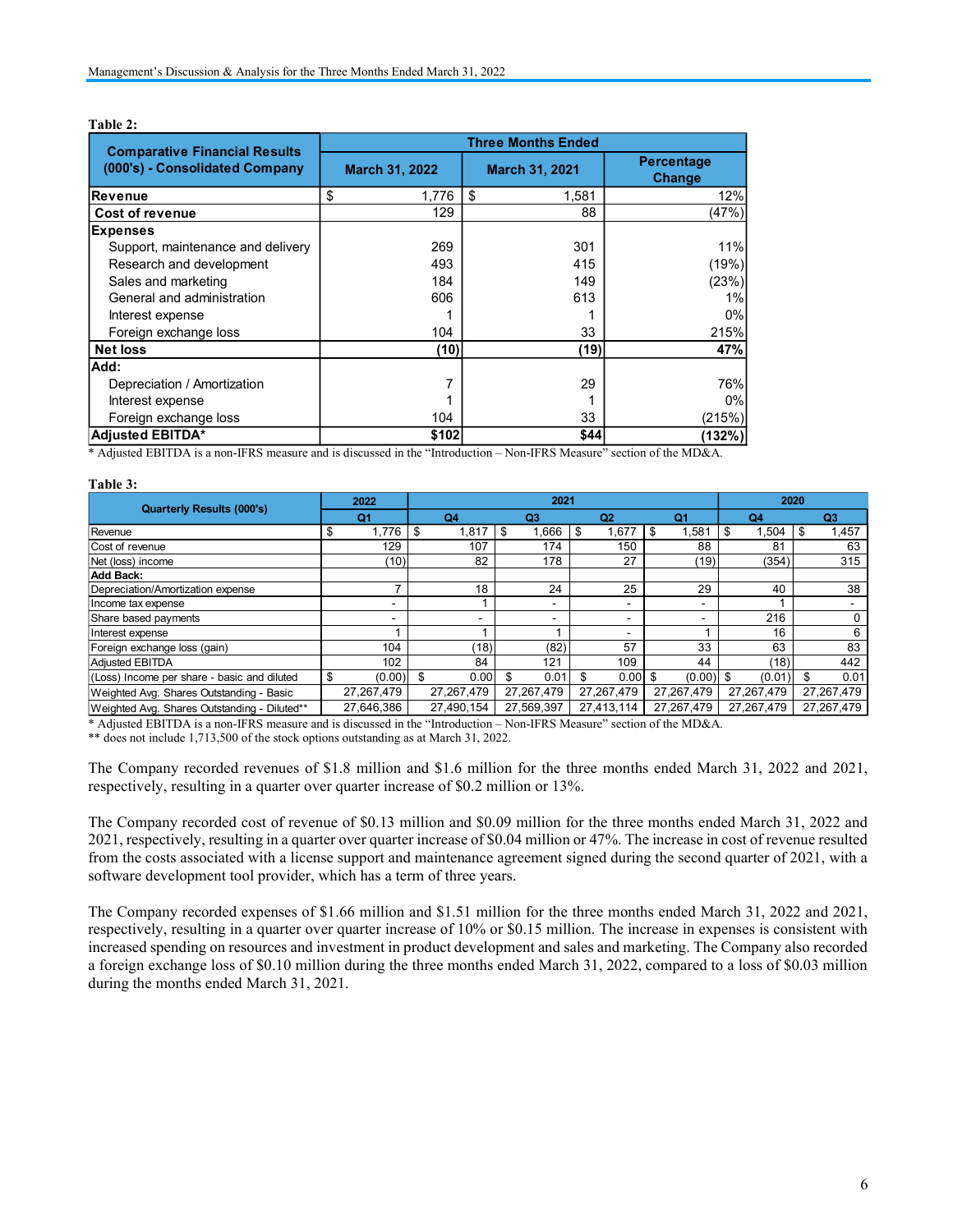**Table 2:**

| Comparative Financial Results (000's) - Consolidated Company | Three Months Ended | | |
|---|---|---|---|
| | March 31, 2022 | March 31, 2021 | Percentage Change |
| **Revenue** | $ 1,776 | $ 1,581 | 12% |
| **Cost of revenue** | 129 | 88 | (47%) |
| **Expenses** | | | |
| Support, maintenance and delivery | 269 | 301 | 11% |
| Research and development | 493 | 415 | (19%) |
| Sales and marketing | 184 | 149 | (23%) |
| General and administration | 606 | 613 | 1% |
| Interest expense | 1 | 1 | 0% |
| Foreign exchange loss | 104 | 33 | 215% |
| **Net loss** | **(10)** | **(19)** | **47%** |
| **Add:** | | | |
| Depreciation / Amortization | 7 | 29 | 76% |
| Interest expense | 1 | 1 | 0% |
| Foreign exchange loss | 104 | 33 | (215%) |
| **Adjusted EBITDA*** | **$102** | **$44** | **(132%)** |

* Adjusted EBITDA is a non-IFRS measure and is discussed in the "Introduction – Non-IFRS Measure" section of the MD&A.

**Table 3:**

| Quarterly Results (000's) | 2022 | 2021 | | | | 2020 | |
|---|---|---|---|---|---|---|---|
| | Q1 | Q4 | Q3 | Q2 | Q1 | Q4 | Q3 |
| Revenue | $ 1,776 | $ 1,817 | $ 1,666 | $ 1,677 | $ 1,581 | $ 1,504 | $ 1,457 |
| Cost of revenue | 129 | 107 | 174 | 150 | 88 | 81 | 63 |
| Net (loss) income | (10) | 82 | 178 | 27 | (19) | (354) | 315 |
| **Add Back:** | | | | | | | |
| Depreciation/Amortization expense | 7 | 18 | 24 | 25 | 29 | 40 | 38 |
| Income tax expense | - | 1 | - | - | - | 1 | - |
| Share based payments | - | - | - | - | - | 216 | 0 |
| Interest expense | 1 | 1 | 1 | - | 1 | 16 | 6 |
| Foreign exchange loss (gain) | 104 | (18) | (82) | 57 | 33 | 63 | 83 |
| Adjusted EBITDA | 102 | 84 | 121 | 109 | 44 | (18) | 442 |
| (Loss) Income per share - basic and diluted | $ (0.00) | $ 0.00 | $ 0.01 | $ 0.00 | $ (0.00) | $ (0.01) | $ 0.01 |
| Weighted Avg. Shares Outstanding - Basic | 27,267,479 | 27,267,479 | 27,267,479 | 27,267,479 | 27,267,479 | 27,267,479 | 27,267,479 |
| Weighted Avg. Shares Outstanding - Diluted** | 27,646,386 | 27,490,154 | 27,569,397 | 27,413,114 | 27,267,479 | 27,267,479 | 27,267,479 |

* Adjusted EBITDA is a non-IFRS measure and is discussed in the "Introduction – Non-IFRS Measure" section of the MD&A.
** does not include 1,713,500 of the stock options outstanding as at March 31, 2022.

The Company recorded revenues of $1.8 million and $1.6 million for the three months ended March 31, 2022 and 2021, respectively, resulting in a quarter over quarter increase of $0.2 million or 13%.

The Company recorded cost of revenue of $0.13 million and $0.09 million for the three months ended March 31, 2022 and 2021, respectively, resulting in a quarter over quarter increase of $0.04 million or 47%. The increase in cost of revenue resulted from the costs associated with a license support and maintenance agreement signed during the second quarter of 2021, with a software development tool provider, which has a term of three years.

The Company recorded expenses of $1.66 million and $1.51 million for the three months ended March 31, 2022 and 2021, respectively, resulting in a quarter over quarter increase of 10% or $0.15 million. The increase in expenses is consistent with increased spending on resources and investment in product development and sales and marketing. The Company also recorded a foreign exchange loss of $0.10 million during the three months ended March 31, 2022, compared to a loss of $0.03 million during the months ended March 31, 2021.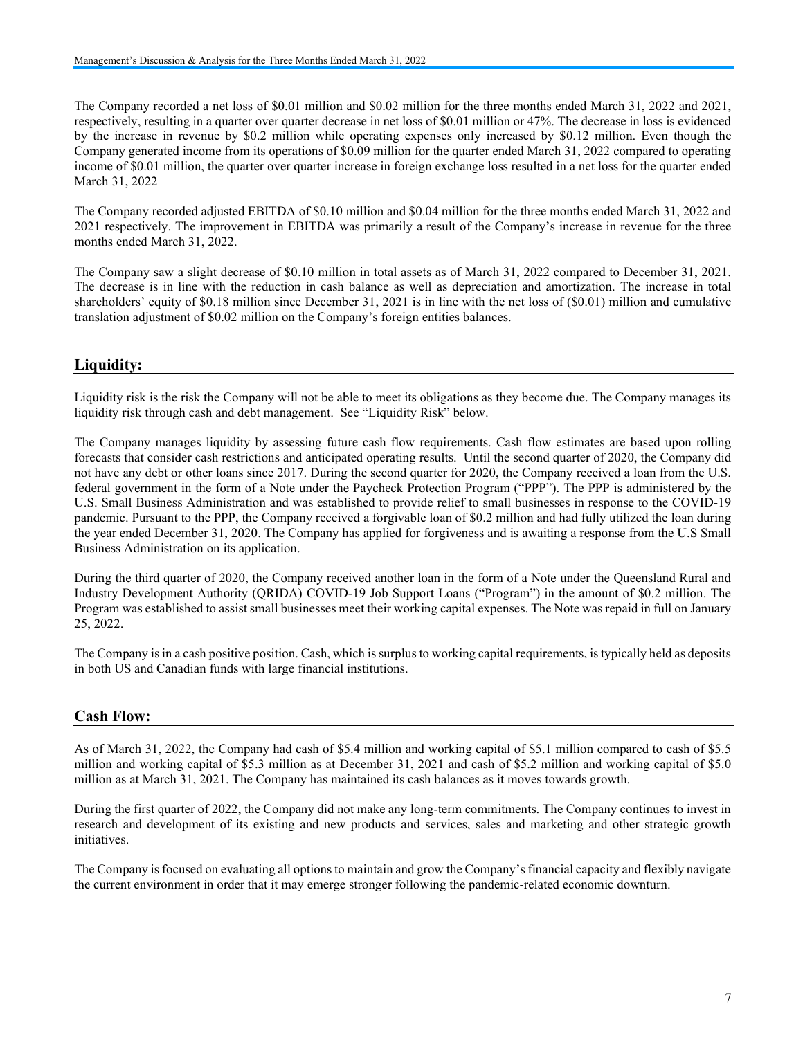The Company recorded a net loss of $0.01 million and $0.02 million for the three months ended March 31, 2022 and 2021, respectively, resulting in a quarter over quarter decrease in net loss of $0.01 million or 47%. The decrease in loss is evidenced by the increase in revenue by $0.2 million while operating expenses only increased by $0.12 million. Even though the Company generated income from its operations of $0.09 million for the quarter ended March 31, 2022 compared to operating income of $0.01 million, the quarter over quarter increase in foreign exchange loss resulted in a net loss for the quarter ended March 31, 2022

The Company recorded adjusted EBITDA of $0.10 million and $0.04 million for the three months ended March 31, 2022 and 2021 respectively. The improvement in EBITDA was primarily a result of the Company's increase in revenue for the three months ended March 31, 2022.

The Company saw a slight decrease of $0.10 million in total assets as of March 31, 2022 compared to December 31, 2021. The decrease is in line with the reduction in cash balance as well as depreciation and amortization. The increase in total shareholders' equity of $0.18 million since December 31, 2021 is in line with the net loss of ($0.01) million and cumulative translation adjustment of $0.02 million on the Company's foreign entities balances.

## Liquidity:

Liquidity risk is the risk the Company will not be able to meet its obligations as they become due. The Company manages its liquidity risk through cash and debt management. See "Liquidity Risk" below.

The Company manages liquidity by assessing future cash flow requirements. Cash flow estimates are based upon rolling forecasts that consider cash restrictions and anticipated operating results. Until the second quarter of 2020, the Company did not have any debt or other loans since 2017. During the second quarter for 2020, the Company received a loan from the U.S. federal government in the form of a Note under the Paycheck Protection Program ("PPP"). The PPP is administered by the U.S. Small Business Administration and was established to provide relief to small businesses in response to the COVID-19 pandemic. Pursuant to the PPP, the Company received a forgivable loan of $0.2 million and had fully utilized the loan during the year ended December 31, 2020. The Company has applied for forgiveness and is awaiting a response from the U.S Small Business Administration on its application.

During the third quarter of 2020, the Company received another loan in the form of a Note under the Queensland Rural and Industry Development Authority (QRIDA) COVID-19 Job Support Loans ("Program") in the amount of $0.2 million. The Program was established to assist small businesses meet their working capital expenses. The Note was repaid in full on January 25, 2022.

The Company is in a cash positive position. Cash, which is surplus to working capital requirements, is typically held as deposits in both US and Canadian funds with large financial institutions.

## Cash Flow:

As of March 31, 2022, the Company had cash of $5.4 million and working capital of $5.1 million compared to cash of $5.5 million and working capital of $5.3 million as at December 31, 2021 and cash of $5.2 million and working capital of $5.0 million as at March 31, 2021. The Company has maintained its cash balances as it moves towards growth.

During the first quarter of 2022, the Company did not make any long-term commitments. The Company continues to invest in research and development of its existing and new products and services, sales and marketing and other strategic growth initiatives.

The Company is focused on evaluating all options to maintain and grow the Company's financial capacity and flexibly navigate the current environment in order that it may emerge stronger following the pandemic-related economic downturn.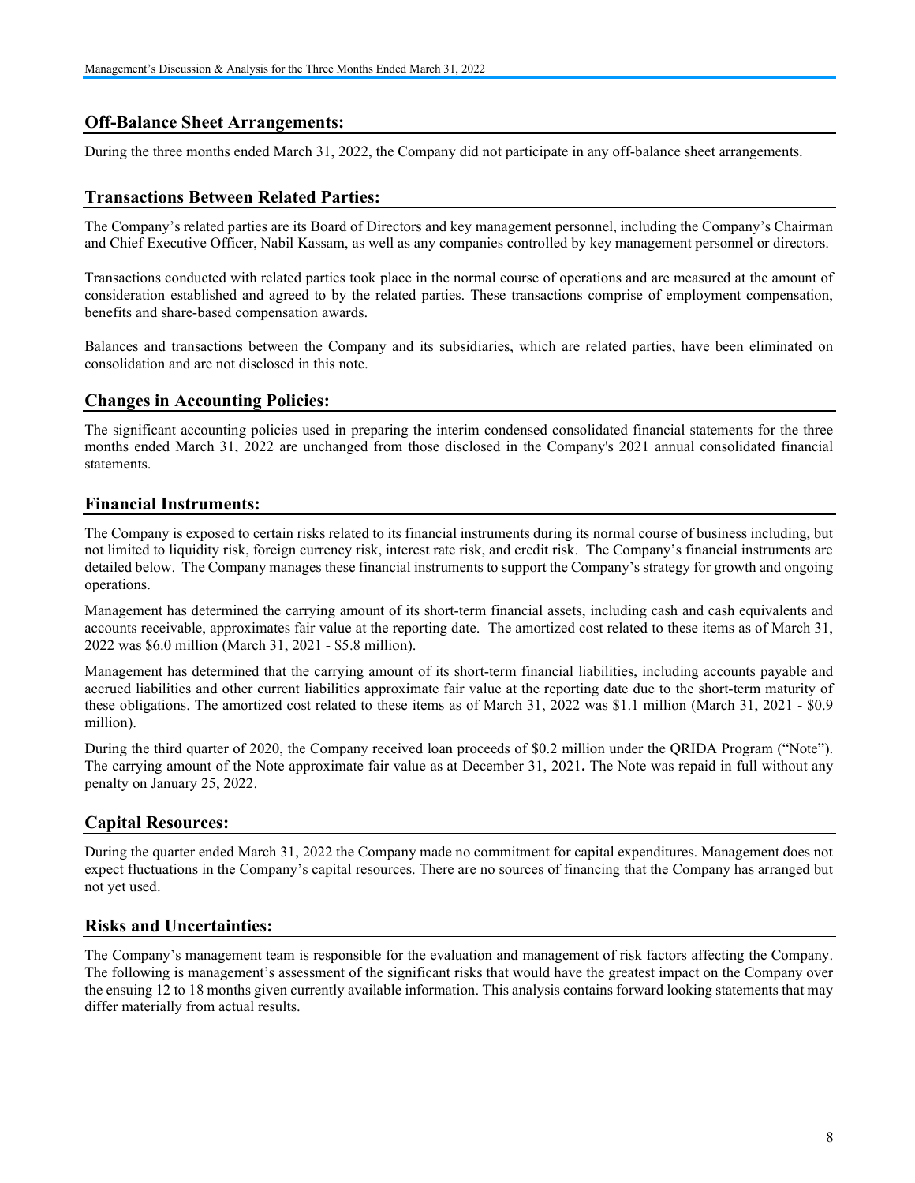## Off-Balance Sheet Arrangements:

During the three months ended March 31, 2022, the Company did not participate in any off-balance sheet arrangements.

## Transactions Between Related Parties:

The Company's related parties are its Board of Directors and key management personnel, including the Company's Chairman and Chief Executive Officer, Nabil Kassam, as well as any companies controlled by key management personnel or directors.

Transactions conducted with related parties took place in the normal course of operations and are measured at the amount of consideration established and agreed to by the related parties. These transactions comprise of employment compensation, benefits and share-based compensation awards.

Balances and transactions between the Company and its subsidiaries, which are related parties, have been eliminated on consolidation and are not disclosed in this note.

## Changes in Accounting Policies:

The significant accounting policies used in preparing the interim condensed consolidated financial statements for the three months ended March 31, 2022 are unchanged from those disclosed in the Company's 2021 annual consolidated financial statements.

## Financial Instruments:

The Company is exposed to certain risks related to its financial instruments during its normal course of business including, but not limited to liquidity risk, foreign currency risk, interest rate risk, and credit risk. The Company's financial instruments are detailed below. The Company manages these financial instruments to support the Company's strategy for growth and ongoing operations.

Management has determined the carrying amount of its short-term financial assets, including cash and cash equivalents and accounts receivable, approximates fair value at the reporting date. The amortized cost related to these items as of March 31, 2022 was $6.0 million (March 31, 2021 - $5.8 million).

Management has determined that the carrying amount of its short-term financial liabilities, including accounts payable and accrued liabilities and other current liabilities approximate fair value at the reporting date due to the short-term maturity of these obligations. The amortized cost related to these items as of March 31, 2022 was $1.1 million (March 31, 2021 - $0.9 million).

During the third quarter of 2020, the Company received loan proceeds of $0.2 million under the QRIDA Program ("Note"). The carrying amount of the Note approximate fair value as at December 31, 2021**.** The Note was repaid in full without any penalty on January 25, 2022.

## Capital Resources:

During the quarter ended March 31, 2022 the Company made no commitment for capital expenditures. Management does not expect fluctuations in the Company's capital resources. There are no sources of financing that the Company has arranged but not yet used.

## Risks and Uncertainties:

The Company's management team is responsible for the evaluation and management of risk factors affecting the Company. The following is management's assessment of the significant risks that would have the greatest impact on the Company over the ensuing 12 to 18 months given currently available information. This analysis contains forward looking statements that may differ materially from actual results.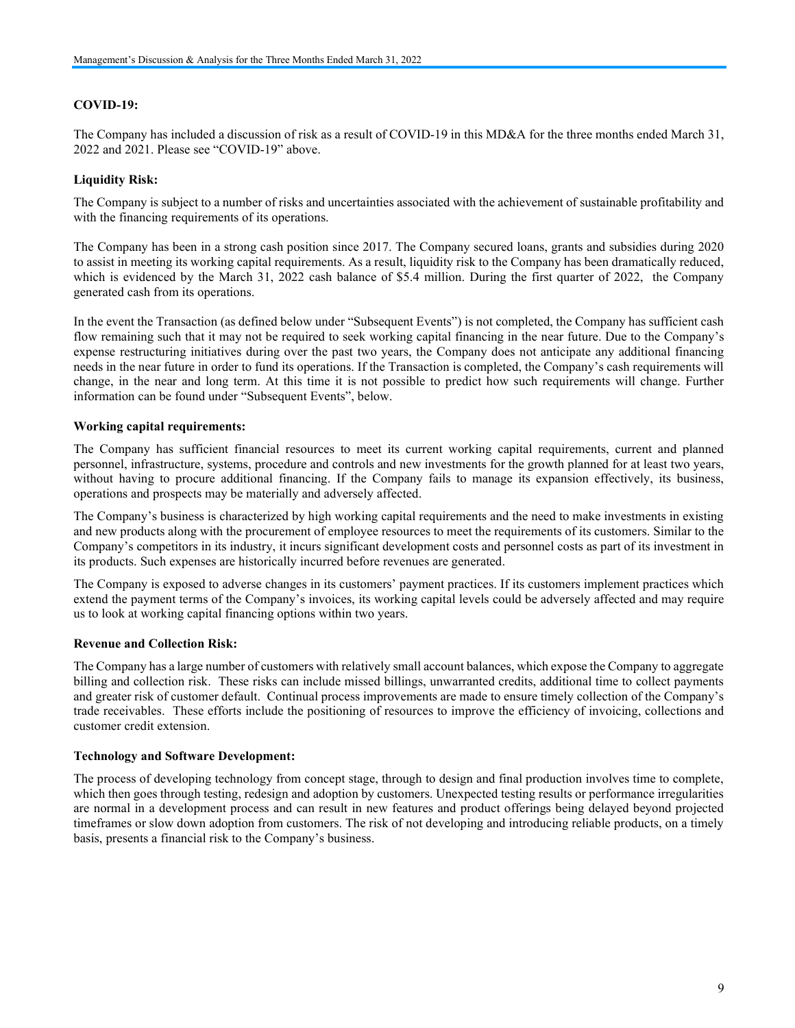**COVID-19:**

The Company has included a discussion of risk as a result of COVID-19 in this MD&A for the three months ended March 31, 2022 and 2021. Please see "COVID-19" above.

**Liquidity Risk:**

The Company is subject to a number of risks and uncertainties associated with the achievement of sustainable profitability and with the financing requirements of its operations.

The Company has been in a strong cash position since 2017. The Company secured loans, grants and subsidies during 2020 to assist in meeting its working capital requirements. As a result, liquidity risk to the Company has been dramatically reduced, which is evidenced by the March 31, 2022 cash balance of $5.4 million. During the first quarter of 2022, the Company generated cash from its operations.

In the event the Transaction (as defined below under "Subsequent Events") is not completed, the Company has sufficient cash flow remaining such that it may not be required to seek working capital financing in the near future. Due to the Company's expense restructuring initiatives during over the past two years, the Company does not anticipate any additional financing needs in the near future in order to fund its operations. If the Transaction is completed, the Company's cash requirements will change, in the near and long term. At this time it is not possible to predict how such requirements will change. Further information can be found under "Subsequent Events", below.

**Working capital requirements:**

The Company has sufficient financial resources to meet its current working capital requirements, current and planned personnel, infrastructure, systems, procedure and controls and new investments for the growth planned for at least two years, without having to procure additional financing. If the Company fails to manage its expansion effectively, its business, operations and prospects may be materially and adversely affected.

The Company's business is characterized by high working capital requirements and the need to make investments in existing and new products along with the procurement of employee resources to meet the requirements of its customers. Similar to the Company's competitors in its industry, it incurs significant development costs and personnel costs as part of its investment in its products. Such expenses are historically incurred before revenues are generated.

The Company is exposed to adverse changes in its customers' payment practices. If its customers implement practices which extend the payment terms of the Company's invoices, its working capital levels could be adversely affected and may require us to look at working capital financing options within two years.

**Revenue and Collection Risk:**

The Company has a large number of customers with relatively small account balances, which expose the Company to aggregate billing and collection risk. These risks can include missed billings, unwarranted credits, additional time to collect payments and greater risk of customer default. Continual process improvements are made to ensure timely collection of the Company's trade receivables. These efforts include the positioning of resources to improve the efficiency of invoicing, collections and customer credit extension.

**Technology and Software Development:**

The process of developing technology from concept stage, through to design and final production involves time to complete, which then goes through testing, redesign and adoption by customers. Unexpected testing results or performance irregularities are normal in a development process and can result in new features and product offerings being delayed beyond projected timeframes or slow down adoption from customers. The risk of not developing and introducing reliable products, on a timely basis, presents a financial risk to the Company's business.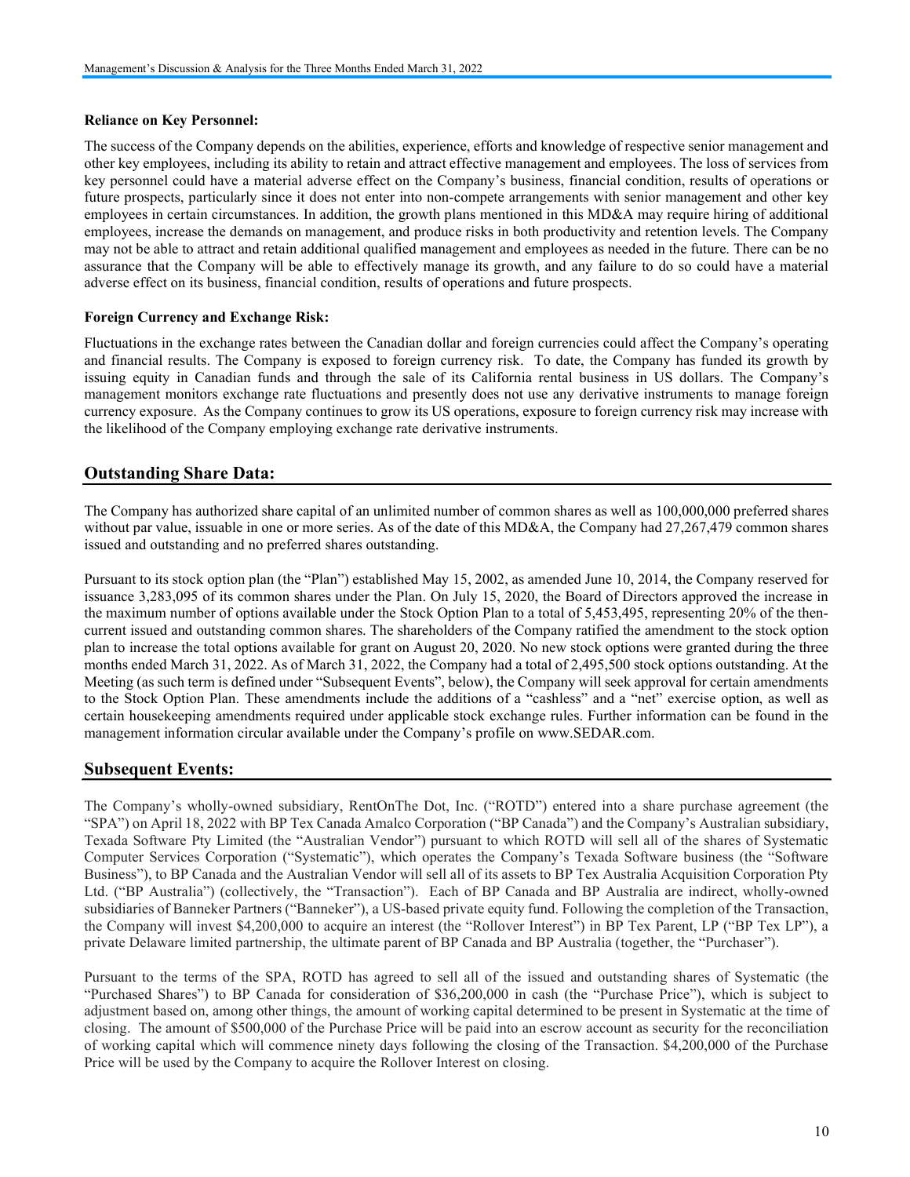**Reliance on Key Personnel:**

The success of the Company depends on the abilities, experience, efforts and knowledge of respective senior management and other key employees, including its ability to retain and attract effective management and employees. The loss of services from key personnel could have a material adverse effect on the Company's business, financial condition, results of operations or future prospects, particularly since it does not enter into non-compete arrangements with senior management and other key employees in certain circumstances. In addition, the growth plans mentioned in this MD&A may require hiring of additional employees, increase the demands on management, and produce risks in both productivity and retention levels. The Company may not be able to attract and retain additional qualified management and employees as needed in the future. There can be no assurance that the Company will be able to effectively manage its growth, and any failure to do so could have a material adverse effect on its business, financial condition, results of operations and future prospects.

**Foreign Currency and Exchange Risk:**

Fluctuations in the exchange rates between the Canadian dollar and foreign currencies could affect the Company's operating and financial results. The Company is exposed to foreign currency risk. To date, the Company has funded its growth by issuing equity in Canadian funds and through the sale of its California rental business in US dollars. The Company's management monitors exchange rate fluctuations and presently does not use any derivative instruments to manage foreign currency exposure. As the Company continues to grow its US operations, exposure to foreign currency risk may increase with the likelihood of the Company employing exchange rate derivative instruments.

## Outstanding Share Data:

The Company has authorized share capital of an unlimited number of common shares as well as 100,000,000 preferred shares without par value, issuable in one or more series. As of the date of this MD&A, the Company had 27,267,479 common shares issued and outstanding and no preferred shares outstanding.

Pursuant to its stock option plan (the "Plan") established May 15, 2002, as amended June 10, 2014, the Company reserved for issuance 3,283,095 of its common shares under the Plan. On July 15, 2020, the Board of Directors approved the increase in the maximum number of options available under the Stock Option Plan to a total of 5,453,495, representing 20% of the then-current issued and outstanding common shares. The shareholders of the Company ratified the amendment to the stock option plan to increase the total options available for grant on August 20, 2020. No new stock options were granted during the three months ended March 31, 2022. As of March 31, 2022, the Company had a total of 2,495,500 stock options outstanding. At the Meeting (as such term is defined under "Subsequent Events", below), the Company will seek approval for certain amendments to the Stock Option Plan. These amendments include the additions of a "cashless" and a "net" exercise option, as well as certain housekeeping amendments required under applicable stock exchange rules. Further information can be found in the management information circular available under the Company's profile on www.SEDAR.com.

## Subsequent Events:

The Company's wholly-owned subsidiary, RentOnThe Dot, Inc. ("ROTD") entered into a share purchase agreement (the "SPA") on April 18, 2022 with BP Tex Canada Amalco Corporation ("BP Canada") and the Company's Australian subsidiary, Texada Software Pty Limited (the "Australian Vendor") pursuant to which ROTD will sell all of the shares of Systematic Computer Services Corporation ("Systematic"), which operates the Company's Texada Software business (the "Software Business"), to BP Canada and the Australian Vendor will sell all of its assets to BP Tex Australia Acquisition Corporation Pty Ltd. ("BP Australia") (collectively, the "Transaction"). Each of BP Canada and BP Australia are indirect, wholly-owned subsidiaries of Banneker Partners ("Banneker"), a US-based private equity fund. Following the completion of the Transaction, the Company will invest $4,200,000 to acquire an interest (the "Rollover Interest") in BP Tex Parent, LP ("BP Tex LP"), a private Delaware limited partnership, the ultimate parent of BP Canada and BP Australia (together, the "Purchaser").

Pursuant to the terms of the SPA, ROTD has agreed to sell all of the issued and outstanding shares of Systematic (the "Purchased Shares") to BP Canada for consideration of $36,200,000 in cash (the "Purchase Price"), which is subject to adjustment based on, among other things, the amount of working capital determined to be present in Systematic at the time of closing. The amount of $500,000 of the Purchase Price will be paid into an escrow account as security for the reconciliation of working capital which will commence ninety days following the closing of the Transaction. $4,200,000 of the Purchase Price will be used by the Company to acquire the Rollover Interest on closing.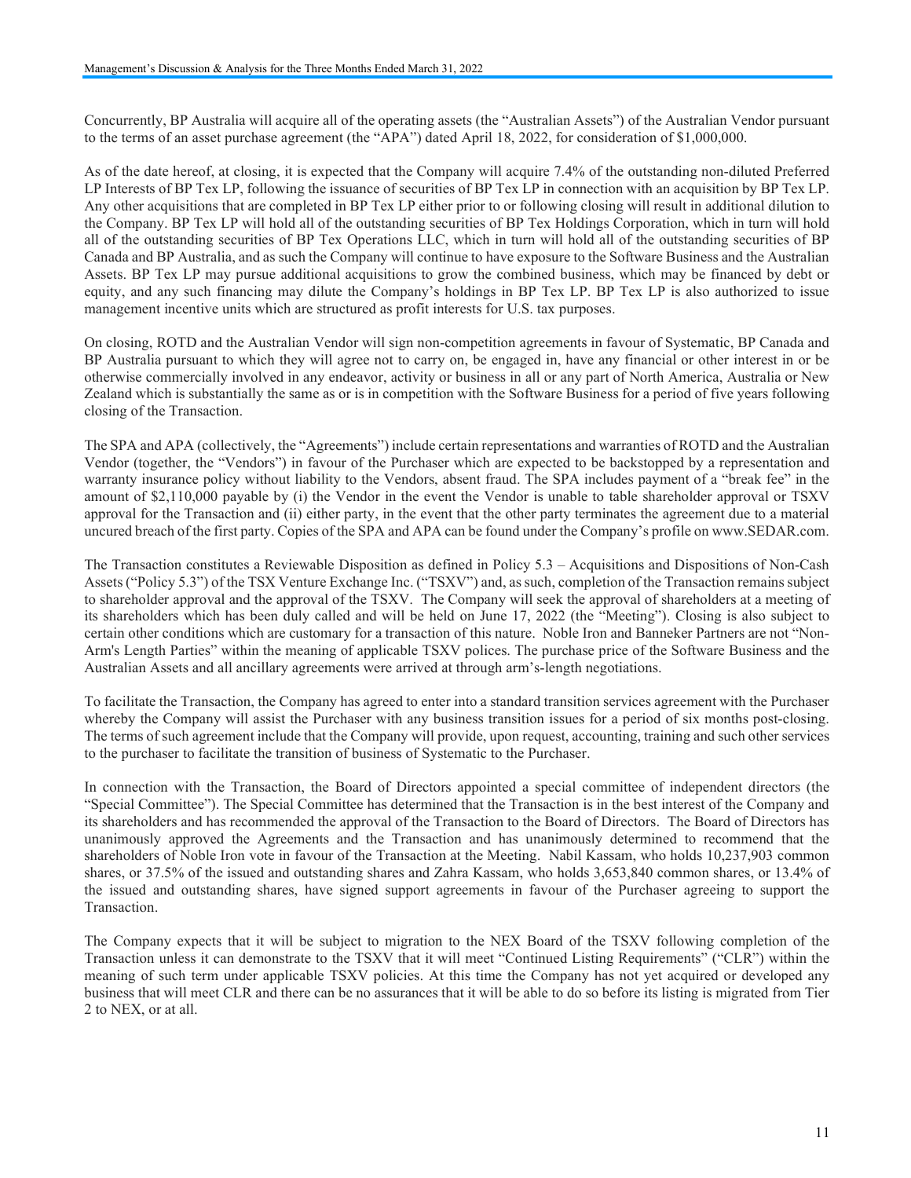Concurrently, BP Australia will acquire all of the operating assets (the "Australian Assets") of the Australian Vendor pursuant to the terms of an asset purchase agreement (the "APA") dated April 18, 2022, for consideration of $1,000,000.

As of the date hereof, at closing, it is expected that the Company will acquire 7.4% of the outstanding non-diluted Preferred LP Interests of BP Tex LP, following the issuance of securities of BP Tex LP in connection with an acquisition by BP Tex LP. Any other acquisitions that are completed in BP Tex LP either prior to or following closing will result in additional dilution to the Company. BP Tex LP will hold all of the outstanding securities of BP Tex Holdings Corporation, which in turn will hold all of the outstanding securities of BP Tex Operations LLC, which in turn will hold all of the outstanding securities of BP Canada and BP Australia, and as such the Company will continue to have exposure to the Software Business and the Australian Assets. BP Tex LP may pursue additional acquisitions to grow the combined business, which may be financed by debt or equity, and any such financing may dilute the Company's holdings in BP Tex LP. BP Tex LP is also authorized to issue management incentive units which are structured as profit interests for U.S. tax purposes.

On closing, ROTD and the Australian Vendor will sign non-competition agreements in favour of Systematic, BP Canada and BP Australia pursuant to which they will agree not to carry on, be engaged in, have any financial or other interest in or be otherwise commercially involved in any endeavor, activity or business in all or any part of North America, Australia or New Zealand which is substantially the same as or is in competition with the Software Business for a period of five years following closing of the Transaction.

The SPA and APA (collectively, the "Agreements") include certain representations and warranties of ROTD and the Australian Vendor (together, the "Vendors") in favour of the Purchaser which are expected to be backstopped by a representation and warranty insurance policy without liability to the Vendors, absent fraud. The SPA includes payment of a "break fee" in the amount of $2,110,000 payable by (i) the Vendor in the event the Vendor is unable to table shareholder approval or TSXV approval for the Transaction and (ii) either party, in the event that the other party terminates the agreement due to a material uncured breach of the first party. Copies of the SPA and APA can be found under the Company's profile on www.SEDAR.com.

The Transaction constitutes a Reviewable Disposition as defined in Policy 5.3 – Acquisitions and Dispositions of Non-Cash Assets ("Policy 5.3") of the TSX Venture Exchange Inc. ("TSXV") and, as such, completion of the Transaction remains subject to shareholder approval and the approval of the TSXV. The Company will seek the approval of shareholders at a meeting of its shareholders which has been duly called and will be held on June 17, 2022 (the "Meeting"). Closing is also subject to certain other conditions which are customary for a transaction of this nature. Noble Iron and Banneker Partners are not "Non-Arm's Length Parties" within the meaning of applicable TSXV polices. The purchase price of the Software Business and the Australian Assets and all ancillary agreements were arrived at through arm's-length negotiations.

To facilitate the Transaction, the Company has agreed to enter into a standard transition services agreement with the Purchaser whereby the Company will assist the Purchaser with any business transition issues for a period of six months post-closing. The terms of such agreement include that the Company will provide, upon request, accounting, training and such other services to the purchaser to facilitate the transition of business of Systematic to the Purchaser.

In connection with the Transaction, the Board of Directors appointed a special committee of independent directors (the "Special Committee"). The Special Committee has determined that the Transaction is in the best interest of the Company and its shareholders and has recommended the approval of the Transaction to the Board of Directors. The Board of Directors has unanimously approved the Agreements and the Transaction and has unanimously determined to recommend that the shareholders of Noble Iron vote in favour of the Transaction at the Meeting. Nabil Kassam, who holds 10,237,903 common shares, or 37.5% of the issued and outstanding shares and Zahra Kassam, who holds 3,653,840 common shares, or 13.4% of the issued and outstanding shares, have signed support agreements in favour of the Purchaser agreeing to support the Transaction.

The Company expects that it will be subject to migration to the NEX Board of the TSXV following completion of the Transaction unless it can demonstrate to the TSXV that it will meet "Continued Listing Requirements" ("CLR") within the meaning of such term under applicable TSXV policies. At this time the Company has not yet acquired or developed any business that will meet CLR and there can be no assurances that it will be able to do so before its listing is migrated from Tier 2 to NEX, or at all.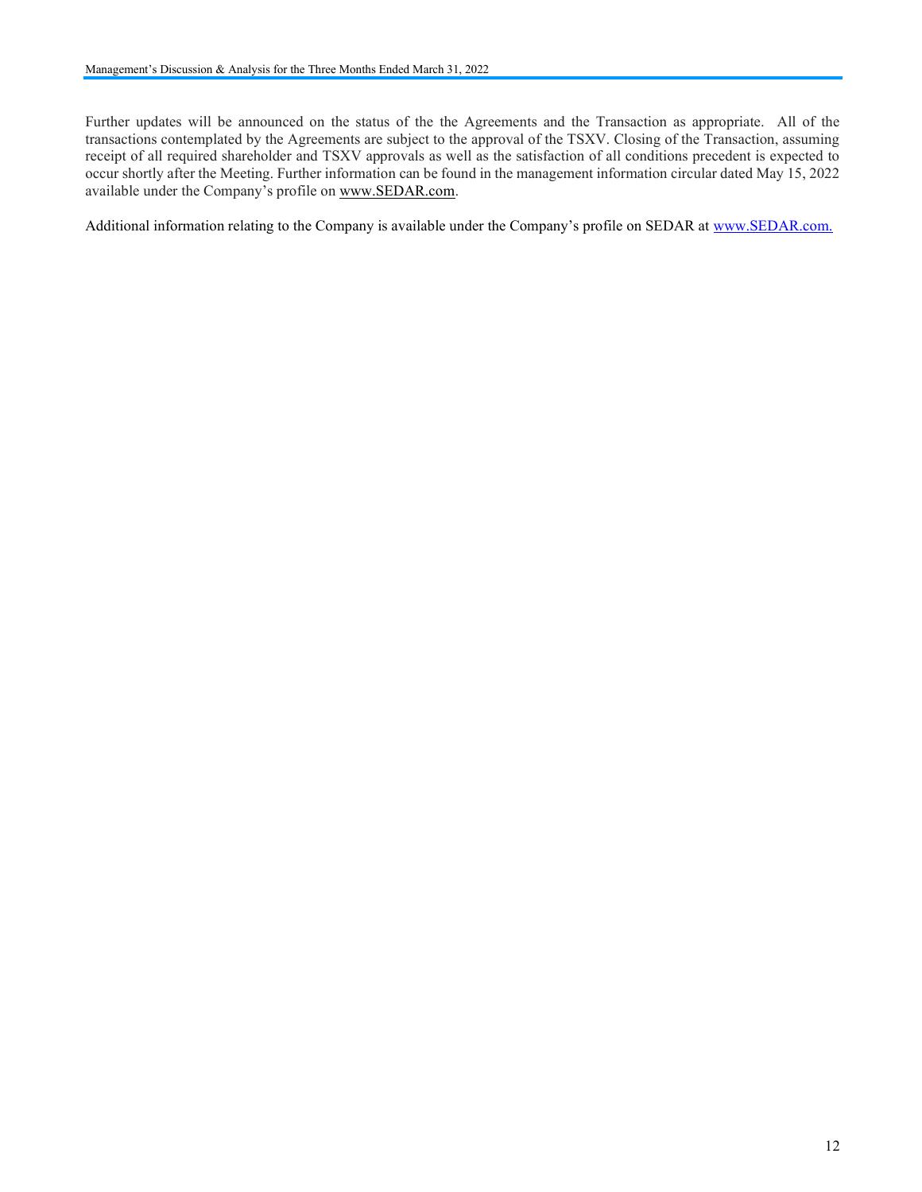Further updates will be announced on the status of the the Agreements and the Transaction as appropriate. All of the transactions contemplated by the Agreements are subject to the approval of the TSXV. Closing of the Transaction, assuming receipt of all required shareholder and TSXV approvals as well as the satisfaction of all conditions precedent is expected to occur shortly after the Meeting. Further information can be found in the management information circular dated May 15, 2022 available under the Company's profile on www.SEDAR.com.

Additional information relating to the Company is available under the Company's profile on SEDAR at www.SEDAR.com.